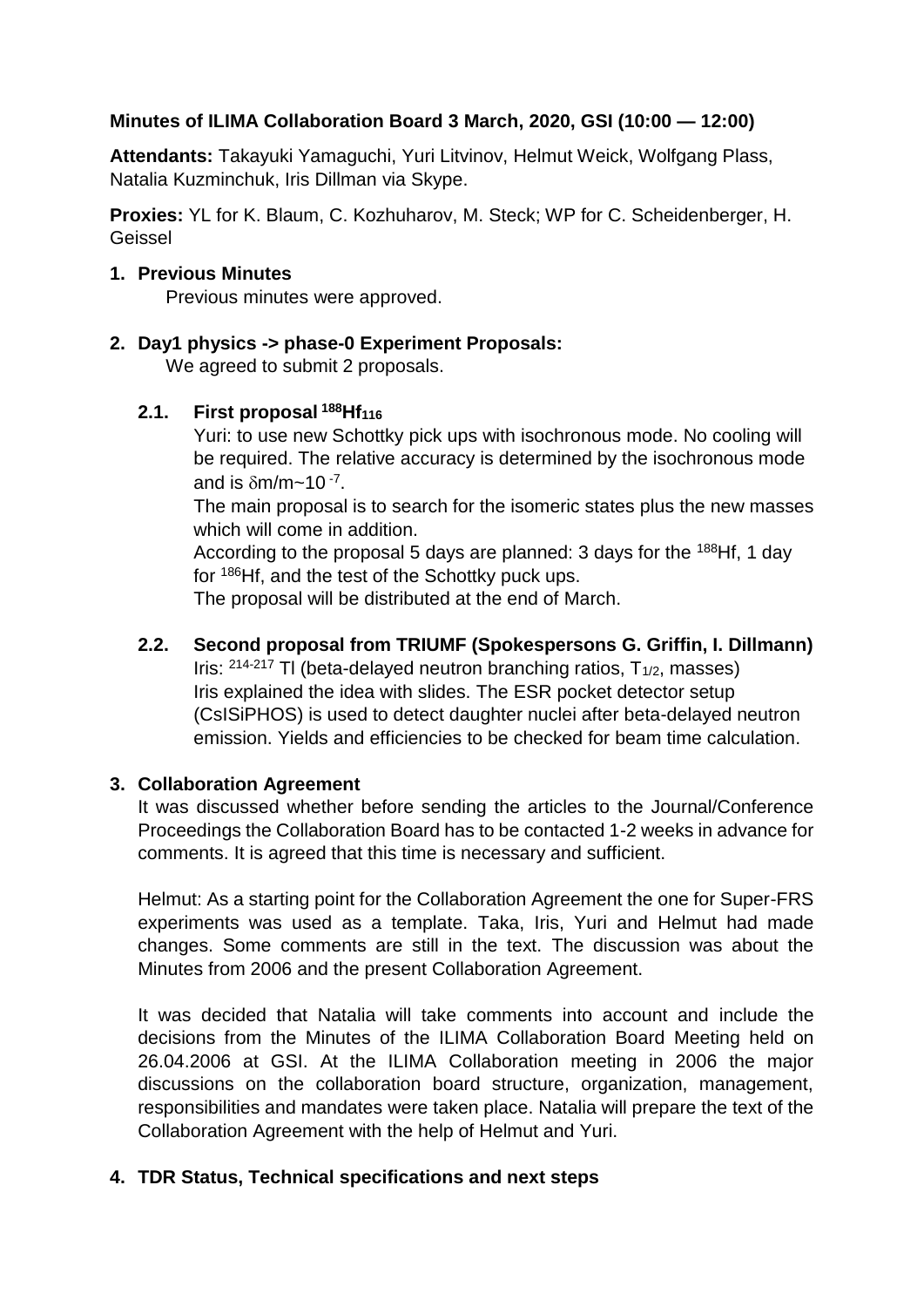**Minutes of ILIMA Collaboration Board 3 March, 2020, GSI (10:00 — 12:00)**

**Attendants:** Takayuki Yamaguchi, Yuri Litvinov, Helmut Weick, Wolfgang Plass, Natalia Kuzminchuk, Iris Dillman via Skype.

**Proxies:** YL for K. Blaum, C. Kozhuharov, M. Steck; WP for C. Scheidenberger, H. Geissel

1. **Previous Minutes**

   Previous minutes were approved.

2. **Day1 physics -> phase-0 Experiment Proposals:**

   We agreed to submit 2 proposals.

   **2.1. First proposal $^{188}Hf_{116}$**

   Yuri: to use new Schottky pick ups with isochronous mode. No cooling will be required. The relative accuracy is determined by the isochronous mode and is $\delta m/m \sim 10^{-7}$.

   The main proposal is to search for the isomeric states plus the new masses which will come in addition.

   According to the proposal 5 days are planned: 3 days for the $^{188}$Hf, 1 day for $^{186}$Hf, and the test of the Schottky puck ups.

   The proposal will be distributed at the end of March.

   **2.2. Second proposal from TRIUMF (Spokespersons G. Griffin, I. Dillmann)**

   Iris: $^{214-217}$ Tl (beta-delayed neutron branching ratios, $T_{1/2}$, masses)

   Iris explained the idea with slides. The ESR pocket detector setup (CsISiPHOS) is used to detect daughter nuclei after beta-delayed neutron emission. Yields and efficiencies to be checked for beam time calculation.

3. **Collaboration Agreement**

   It was discussed whether before sending the articles to the Journal/Conference Proceedings the Collaboration Board has to be contacted 1-2 weeks in advance for comments. It is agreed that this time is necessary and sufficient.

   Helmut: As a starting point for the Collaboration Agreement the one for Super-FRS experiments was used as a template. Taka, Iris, Yuri and Helmut had made changes. Some comments are still in the text. The discussion was about the Minutes from 2006 and the present Collaboration Agreement.

   It was decided that Natalia will take comments into account and include the decisions from the Minutes of the ILIMA Collaboration Board Meeting held on 26.04.2006 at GSI. At the ILIMA Collaboration meeting in 2006 the major discussions on the collaboration board structure, organization, management, responsibilities and mandates were taken place. Natalia will prepare the text of the Collaboration Agreement with the help of Helmut and Yuri.

4. **TDR Status, Technical specifications and next steps**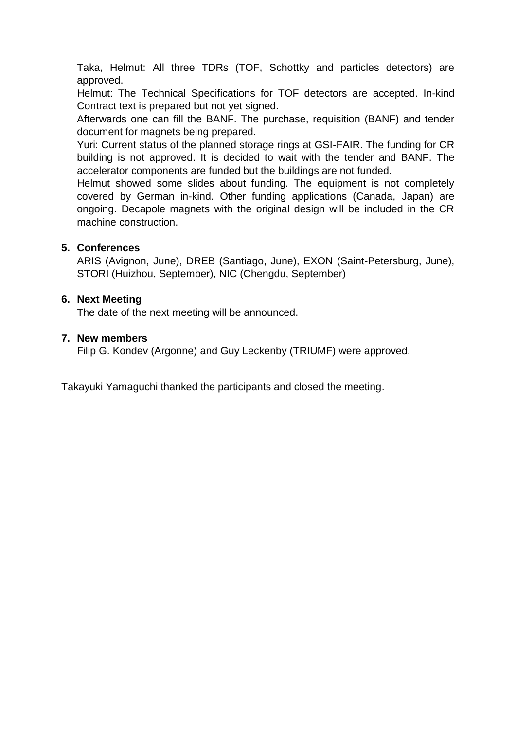Taka, Helmut: All three TDRs (TOF, Schottky and particles detectors) are approved.

Helmut: The Technical Specifications for TOF detectors are accepted. In-kind Contract text is prepared but not yet signed.

Afterwards one can fill the BANF. The purchase, requisition (BANF) and tender document for magnets being prepared.

Yuri: Current status of the planned storage rings at GSI-FAIR. The funding for CR building is not approved. It is decided to wait with the tender and BANF. The accelerator components are funded but the buildings are not funded.

Helmut showed some slides about funding. The equipment is not completely covered by German in-kind. Other funding applications (Canada, Japan) are ongoing. Decapole magnets with the original design will be included in the CR machine construction.

5. **Conferences**

   ARIS (Avignon, June), DREB (Santiago, June), EXON (Saint-Petersburg, June), STORI (Huizhou, September), NIC (Chengdu, September)

6. **Next Meeting**

   The date of the next meeting will be announced.

7. **New members**

   Filip G. Kondev (Argonne) and Guy Leckenby (TRIUMF) were approved.

Takayuki Yamaguchi thanked the participants and closed the meeting.